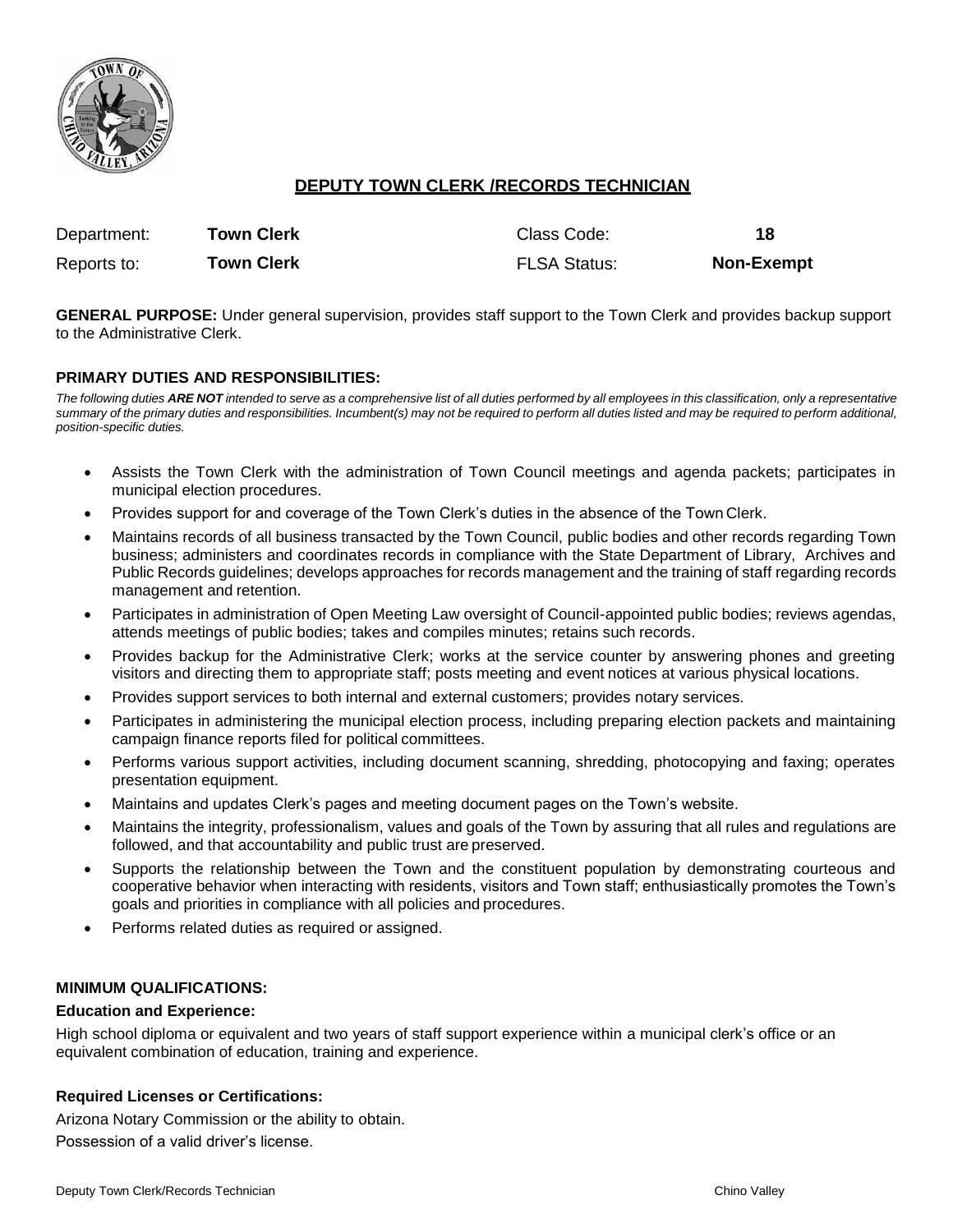# DEPUTY TOWN CLERK /RECORDS TECHNICIAN

| | | | |
|---|---|---|---|
| Department: | **Town Clerk** | Class Code: | **18** |
| Reports to: | **Town Clerk** | FLSA Status: | **Non-Exempt** |

**GENERAL PURPOSE:** Under general supervision, provides staff support to the Town Clerk and provides backup support to the Administrative Clerk.

### PRIMARY DUTIES AND RESPONSIBILITIES:

*The following duties **ARE NOT** intended to serve as a comprehensive list of all duties performed by all employees in this classification, only a representative summary of the primary duties and responsibilities. Incumbent(s) may not be required to perform all duties listed and may be required to perform additional, position-specific duties.*

- Assists the Town Clerk with the administration of Town Council meetings and agenda packets; participates in municipal election procedures.
- Provides support for and coverage of the Town Clerk's duties in the absence of the Town Clerk.
- Maintains records of all business transacted by the Town Council, public bodies and other records regarding Town business; administers and coordinates records in compliance with the State Department of Library, Archives and Public Records guidelines; develops approaches for records management and the training of staff regarding records management and retention.
- Participates in administration of Open Meeting Law oversight of Council-appointed public bodies; reviews agendas, attends meetings of public bodies; takes and compiles minutes; retains such records.
- Provides backup for the Administrative Clerk; works at the service counter by answering phones and greeting visitors and directing them to appropriate staff; posts meeting and event notices at various physical locations.
- Provides support services to both internal and external customers; provides notary services.
- Participates in administering the municipal election process, including preparing election packets and maintaining campaign finance reports filed for political committees.
- Performs various support activities, including document scanning, shredding, photocopying and faxing; operates presentation equipment.
- Maintains and updates Clerk's pages and meeting document pages on the Town's website.
- Maintains the integrity, professionalism, values and goals of the Town by assuring that all rules and regulations are followed, and that accountability and public trust are preserved.
- Supports the relationship between the Town and the constituent population by demonstrating courteous and cooperative behavior when interacting with residents, visitors and Town staff; enthusiastically promotes the Town's goals and priorities in compliance with all policies and procedures.
- Performs related duties as required or assigned.

### MINIMUM QUALIFICATIONS:

**Education and Experience:**

High school diploma or equivalent and two years of staff support experience within a municipal clerk's office or an equivalent combination of education, training and experience.

**Required Licenses or Certifications:**

Arizona Notary Commission or the ability to obtain.

Possession of a valid driver's license.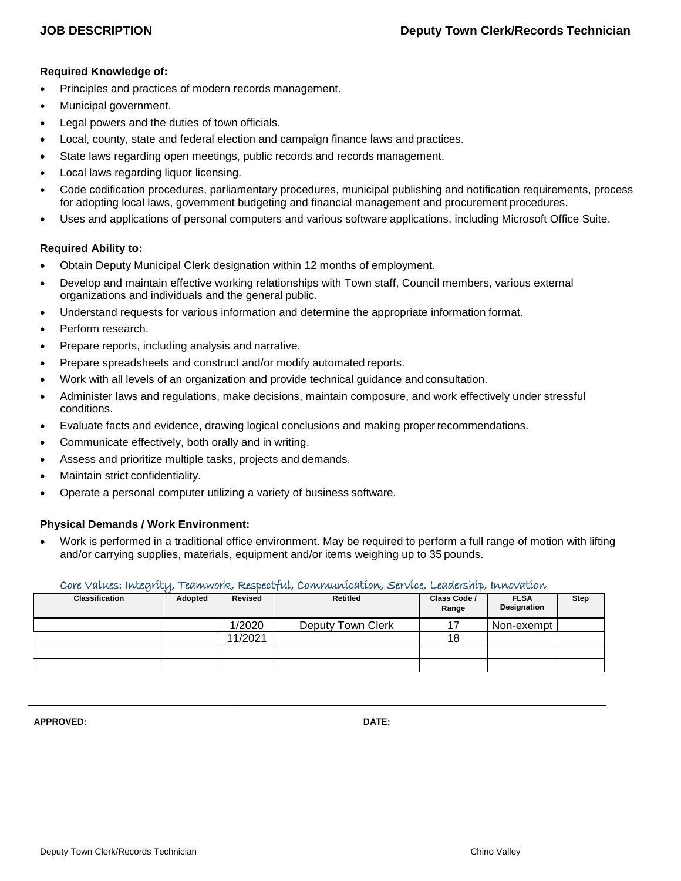**Required Knowledge of:**

- Principles and practices of modern records management.
- Municipal government.
- Legal powers and the duties of town officials.
- Local, county, state and federal election and campaign finance laws and practices.
- State laws regarding open meetings, public records and records management.
- Local laws regarding liquor licensing.
- Code codification procedures, parliamentary procedures, municipal publishing and notification requirements, process for adopting local laws, government budgeting and financial management and procurement procedures.
- Uses and applications of personal computers and various software applications, including Microsoft Office Suite.

**Required Ability to:**

- Obtain Deputy Municipal Clerk designation within 12 months of employment.
- Develop and maintain effective working relationships with Town staff, Council members, various external organizations and individuals and the general public.
- Understand requests for various information and determine the appropriate information format.
- Perform research.
- Prepare reports, including analysis and narrative.
- Prepare spreadsheets and construct and/or modify automated reports.
- Work with all levels of an organization and provide technical guidance and consultation.
- Administer laws and regulations, make decisions, maintain composure, and work effectively under stressful conditions.
- Evaluate facts and evidence, drawing logical conclusions and making proper recommendations.
- Communicate effectively, both orally and in writing.
- Assess and prioritize multiple tasks, projects and demands.
- Maintain strict confidentiality.
- Operate a personal computer utilizing a variety of business software.

**Physical Demands / Work Environment:**

- Work is performed in a traditional office environment. May be required to perform a full range of motion with lifting and/or carrying supplies, materials, equipment and/or items weighing up to 35 pounds.

Core Values: Integrity, Teamwork, Respectful, Communication, Service, Leadership, Innovation

| Classification | Adopted | Revised | Retitled | Class Code / Range | FLSA Designation | Step |
|---|---|---|---|---|---|---|
| | | 1/2020 | Deputy Town Clerk | 17 | Non-exempt | |
| | | 11/2021 | | 18 | | |
| | | | | | | |
| | | | | | | |

**APPROVED:** **DATE:**